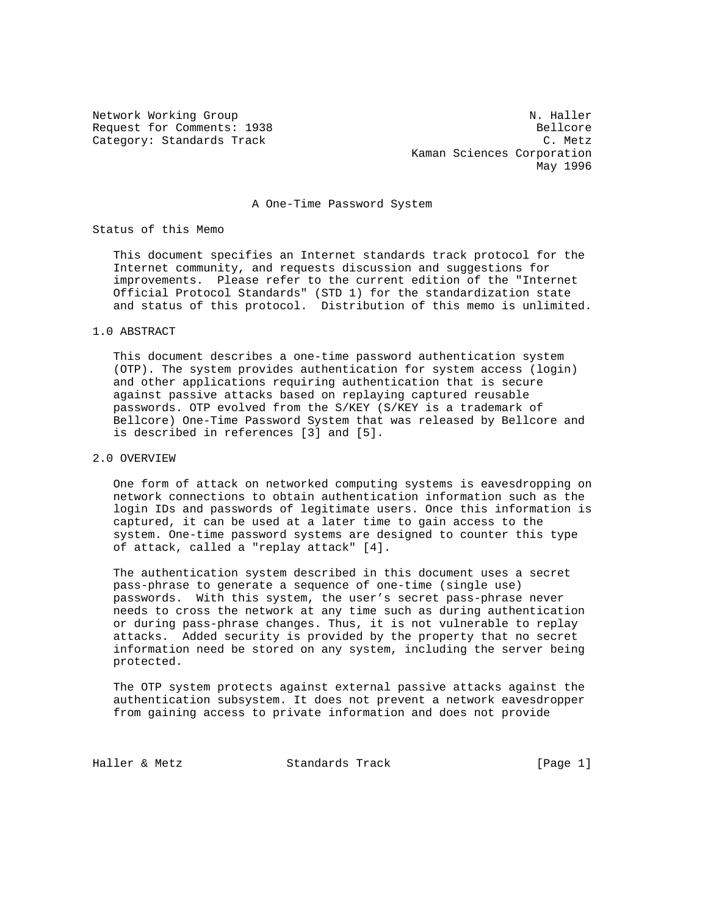Network Working Group N. Haller
Request for Comments: 1938 Bellcore
Category: Standards Track C. Metz
Kaman Sciences Corporation
May 1996

# A One-Time Password System

## Status of this Memo

This document specifies an Internet standards track protocol for the Internet community, and requests discussion and suggestions for improvements. Please refer to the current edition of the "Internet Official Protocol Standards" (STD 1) for the standardization state and status of this protocol. Distribution of this memo is unlimited.

## 1.0 ABSTRACT

This document describes a one-time password authentication system (OTP). The system provides authentication for system access (login) and other applications requiring authentication that is secure against passive attacks based on replaying captured reusable passwords. OTP evolved from the S/KEY (S/KEY is a trademark of Bellcore) One-Time Password System that was released by Bellcore and is described in references [3] and [5].

## 2.0 OVERVIEW

One form of attack on networked computing systems is eavesdropping on network connections to obtain authentication information such as the login IDs and passwords of legitimate users. Once this information is captured, it can be used at a later time to gain access to the system. One-time password systems are designed to counter this type of attack, called a "replay attack" [4].

The authentication system described in this document uses a secret pass-phrase to generate a sequence of one-time (single use) passwords. With this system, the user's secret pass-phrase never needs to cross the network at any time such as during authentication or during pass-phrase changes. Thus, it is not vulnerable to replay attacks. Added security is provided by the property that no secret information need be stored on any system, including the server being protected.

The OTP system protects against external passive attacks against the authentication subsystem. It does not prevent a network eavesdropper from gaining access to private information and does not provide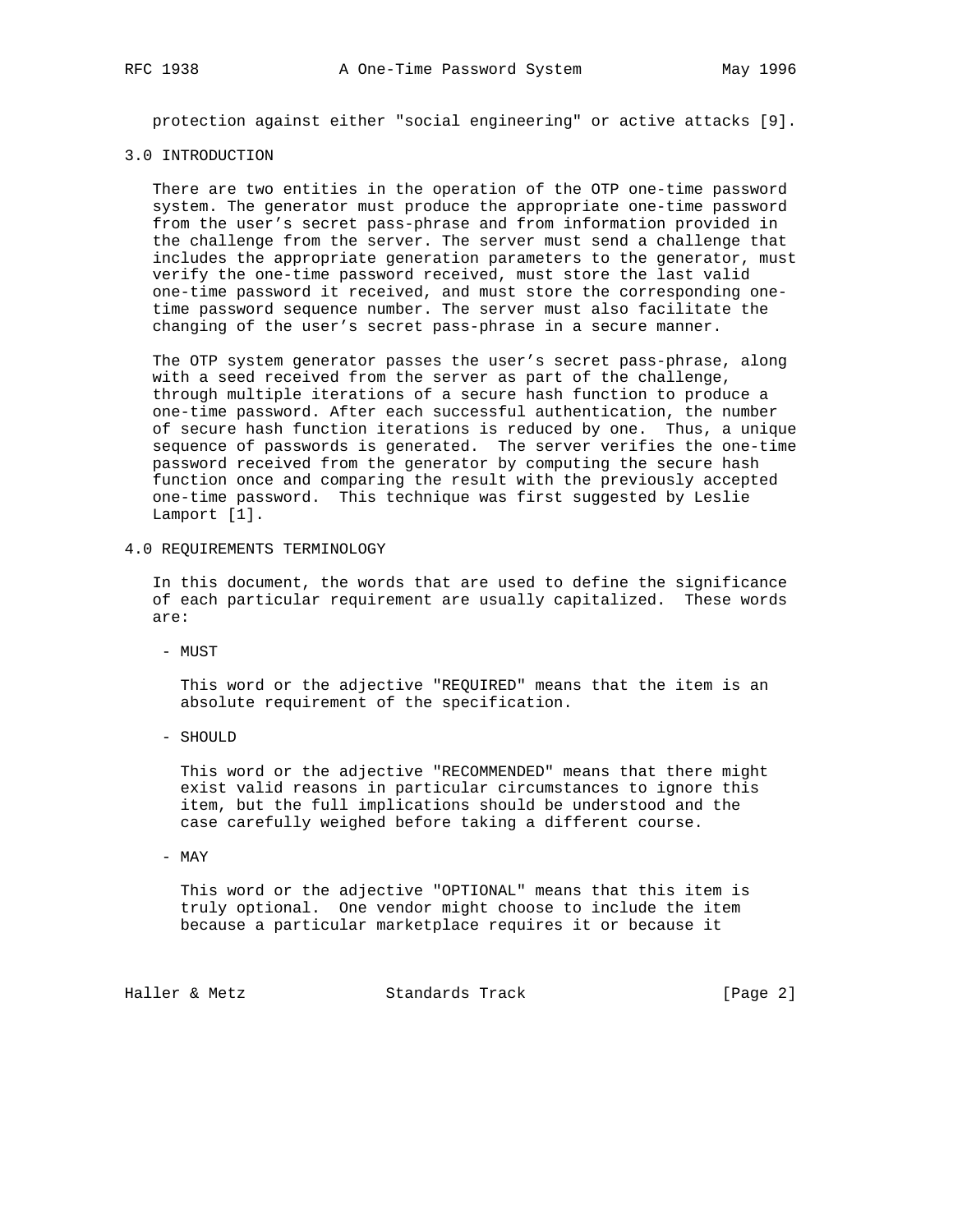protection against either "social engineering" or active attacks [9].

## 3.0 INTRODUCTION

There are two entities in the operation of the OTP one-time password system. The generator must produce the appropriate one-time password from the user's secret pass-phrase and from information provided in the challenge from the server. The server must send a challenge that includes the appropriate generation parameters to the generator, must verify the one-time password received, must store the last valid one-time password it received, and must store the corresponding one-time password sequence number. The server must also facilitate the changing of the user's secret pass-phrase in a secure manner.

The OTP system generator passes the user's secret pass-phrase, along with a seed received from the server as part of the challenge, through multiple iterations of a secure hash function to produce a one-time password. After each successful authentication, the number of secure hash function iterations is reduced by one. Thus, a unique sequence of passwords is generated. The server verifies the one-time password received from the generator by computing the secure hash function once and comparing the result with the previously accepted one-time password. This technique was first suggested by Leslie Lamport [1].

## 4.0 REQUIREMENTS TERMINOLOGY

In this document, the words that are used to define the significance of each particular requirement are usually capitalized. These words are:

- MUST

  This word or the adjective "REQUIRED" means that the item is an absolute requirement of the specification.

- SHOULD

  This word or the adjective "RECOMMENDED" means that there might exist valid reasons in particular circumstances to ignore this item, but the full implications should be understood and the case carefully weighed before taking a different course.

- MAY

  This word or the adjective "OPTIONAL" means that this item is truly optional. One vendor might choose to include the item because a particular marketplace requires it or because it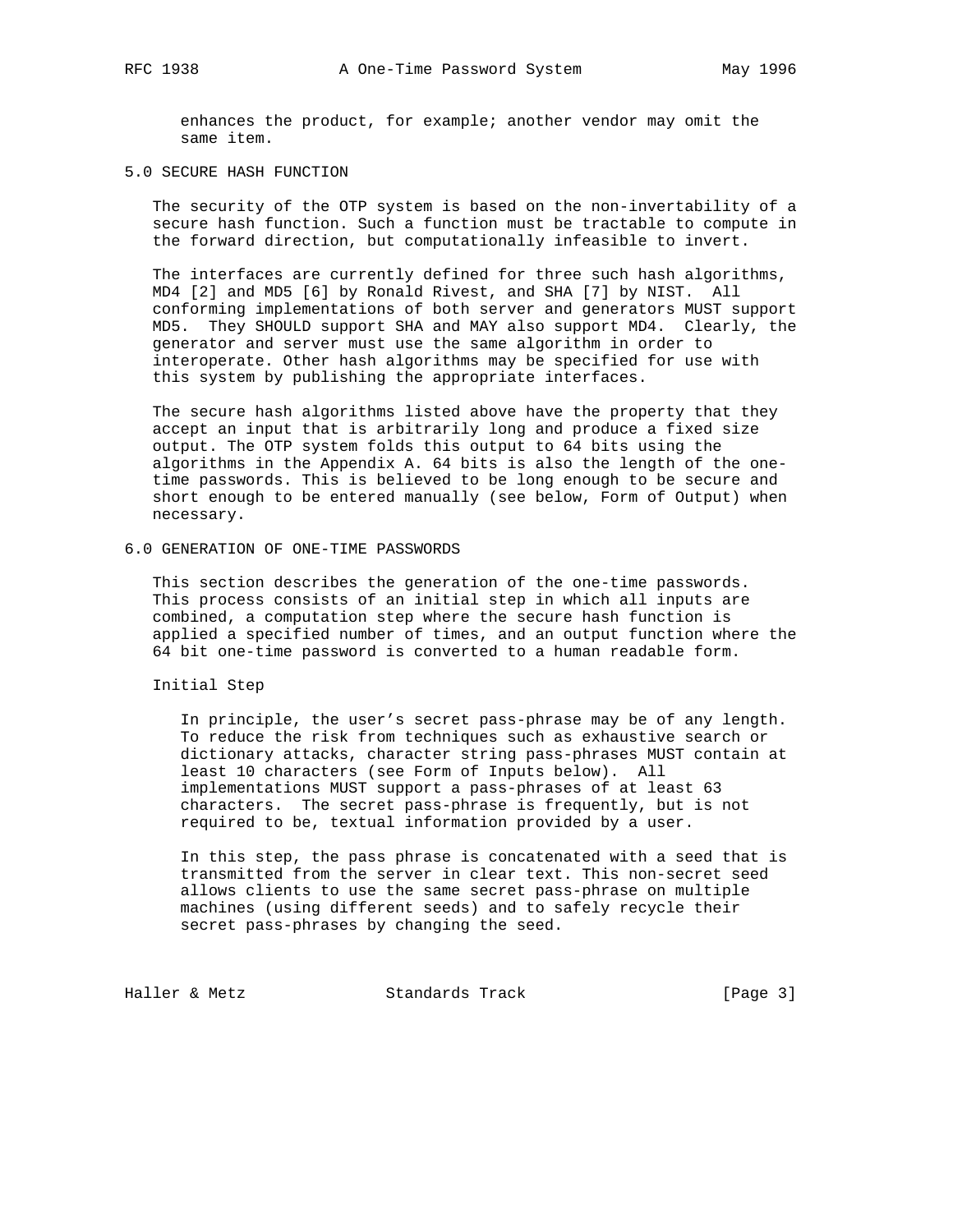enhances the product, for example; another vendor may omit the same item.

## 5.0 SECURE HASH FUNCTION

The security of the OTP system is based on the non-invertability of a secure hash function. Such a function must be tractable to compute in the forward direction, but computationally infeasible to invert.

The interfaces are currently defined for three such hash algorithms, MD4 [2] and MD5 [6] by Ronald Rivest, and SHA [7] by NIST. All conforming implementations of both server and generators MUST support MD5. They SHOULD support SHA and MAY also support MD4. Clearly, the generator and server must use the same algorithm in order to interoperate. Other hash algorithms may be specified for use with this system by publishing the appropriate interfaces.

The secure hash algorithms listed above have the property that they accept an input that is arbitrarily long and produce a fixed size output. The OTP system folds this output to 64 bits using the algorithms in the Appendix A. 64 bits is also the length of the one-time passwords. This is believed to be long enough to be secure and short enough to be entered manually (see below, Form of Output) when necessary.

## 6.0 GENERATION OF ONE-TIME PASSWORDS

This section describes the generation of the one-time passwords. This process consists of an initial step in which all inputs are combined, a computation step where the secure hash function is applied a specified number of times, and an output function where the 64 bit one-time password is converted to a human readable form.

### Initial Step

In principle, the user's secret pass-phrase may be of any length. To reduce the risk from techniques such as exhaustive search or dictionary attacks, character string pass-phrases MUST contain at least 10 characters (see Form of Inputs below). All implementations MUST support a pass-phrases of at least 63 characters. The secret pass-phrase is frequently, but is not required to be, textual information provided by a user.

In this step, the pass phrase is concatenated with a seed that is transmitted from the server in clear text. This non-secret seed allows clients to use the same secret pass-phrase on multiple machines (using different seeds) and to safely recycle their secret pass-phrases by changing the seed.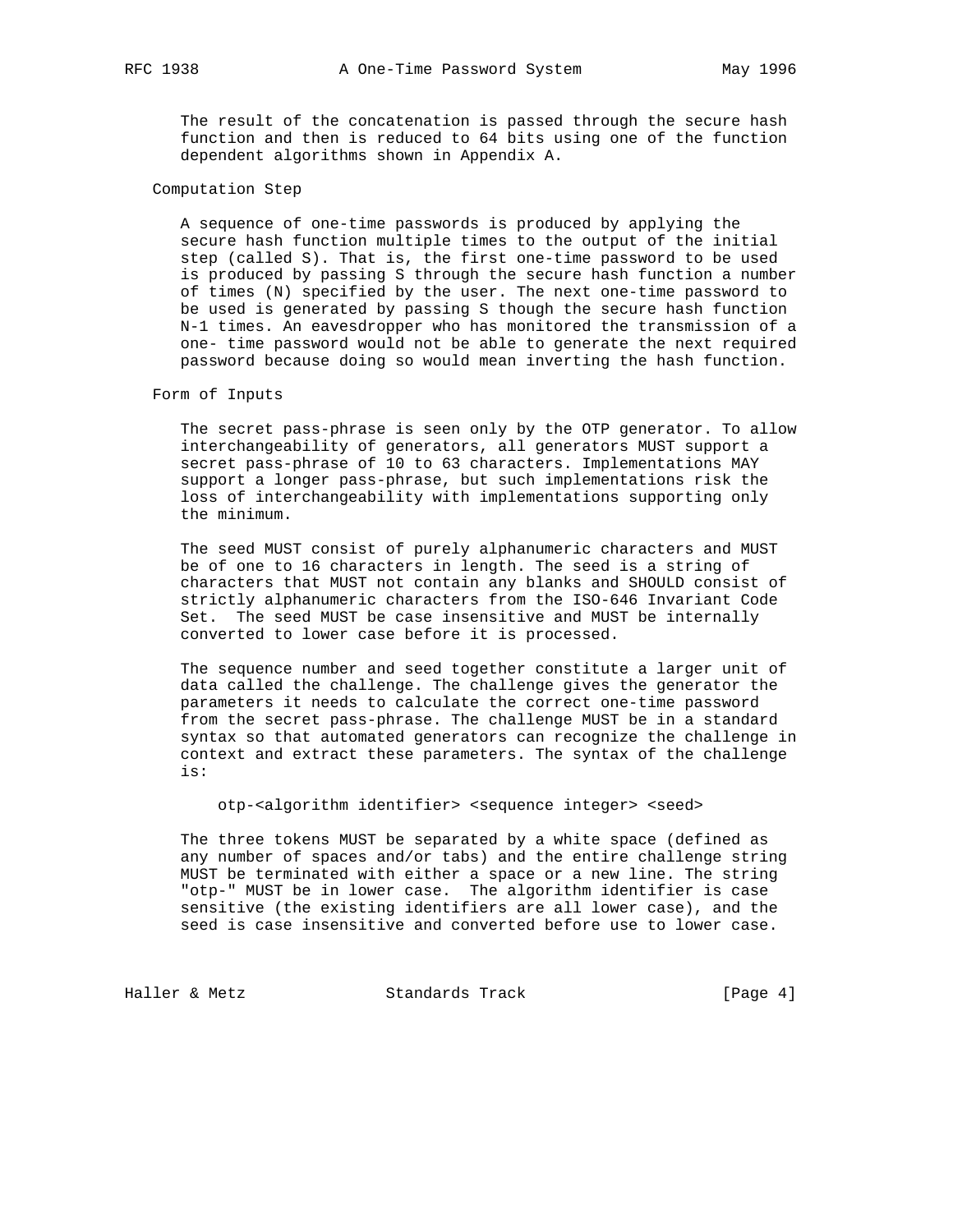The result of the concatenation is passed through the secure hash function and then is reduced to 64 bits using one of the function dependent algorithms shown in Appendix A.

### Computation Step

A sequence of one-time passwords is produced by applying the secure hash function multiple times to the output of the initial step (called S). That is, the first one-time password to be used is produced by passing S through the secure hash function a number of times (N) specified by the user. The next one-time password to be used is generated by passing S though the secure hash function N-1 times. An eavesdropper who has monitored the transmission of a one- time password would not be able to generate the next required password because doing so would mean inverting the hash function.

### Form of Inputs

The secret pass-phrase is seen only by the OTP generator. To allow interchangeability of generators, all generators MUST support a secret pass-phrase of 10 to 63 characters. Implementations MAY support a longer pass-phrase, but such implementations risk the loss of interchangeability with implementations supporting only the minimum.

The seed MUST consist of purely alphanumeric characters and MUST be of one to 16 characters in length. The seed is a string of characters that MUST not contain any blanks and SHOULD consist of strictly alphanumeric characters from the ISO-646 Invariant Code Set. The seed MUST be case insensitive and MUST be internally converted to lower case before it is processed.

The sequence number and seed together constitute a larger unit of data called the challenge. The challenge gives the generator the parameters it needs to calculate the correct one-time password from the secret pass-phrase. The challenge MUST be in a standard syntax so that automated generators can recognize the challenge in context and extract these parameters. The syntax of the challenge is:

```
otp-<algorithm identifier> <sequence integer> <seed>
```

The three tokens MUST be separated by a white space (defined as any number of spaces and/or tabs) and the entire challenge string MUST be terminated with either a space or a new line. The string "otp-" MUST be in lower case. The algorithm identifier is case sensitive (the existing identifiers are all lower case), and the seed is case insensitive and converted before use to lower case.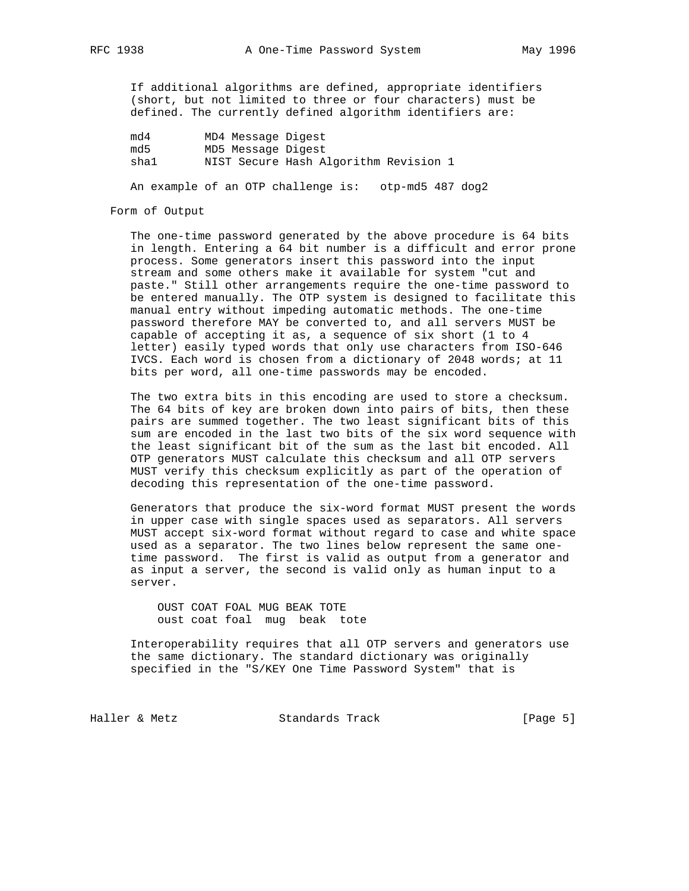If additional algorithms are defined, appropriate identifiers (short, but not limited to three or four characters) must be defined. The currently defined algorithm identifiers are:

```
md4        MD4 Message Digest
md5        MD5 Message Digest
sha1       NIST Secure Hash Algorithm Revision 1
```

An example of an OTP challenge is:   otp-md5 487 dog2

## Form of Output

The one-time password generated by the above procedure is 64 bits in length. Entering a 64 bit number is a difficult and error prone process. Some generators insert this password into the input stream and some others make it available for system "cut and paste." Still other arrangements require the one-time password to be entered manually. The OTP system is designed to facilitate this manual entry without impeding automatic methods. The one-time password therefore MAY be converted to, and all servers MUST be capable of accepting it as, a sequence of six short (1 to 4 letter) easily typed words that only use characters from ISO-646 IVCS. Each word is chosen from a dictionary of 2048 words; at 11 bits per word, all one-time passwords may be encoded.

The two extra bits in this encoding are used to store a checksum. The 64 bits of key are broken down into pairs of bits, then these pairs are summed together. The two least significant bits of this sum are encoded in the last two bits of the six word sequence with the least significant bit of the sum as the last bit encoded. All OTP generators MUST calculate this checksum and all OTP servers MUST verify this checksum explicitly as part of the operation of decoding this representation of the one-time password.

Generators that produce the six-word format MUST present the words in upper case with single spaces used as separators. All servers MUST accept six-word format without regard to case and white space used as a separator. The two lines below represent the same one-time password.  The first is valid as output from a generator and as input a server, the second is valid only as human input to a server.

```
OUST COAT FOAL MUG BEAK TOTE
oust coat foal  mug  beak  tote
```

Interoperability requires that all OTP servers and generators use the same dictionary. The standard dictionary was originally specified in the "S/KEY One Time Password System" that is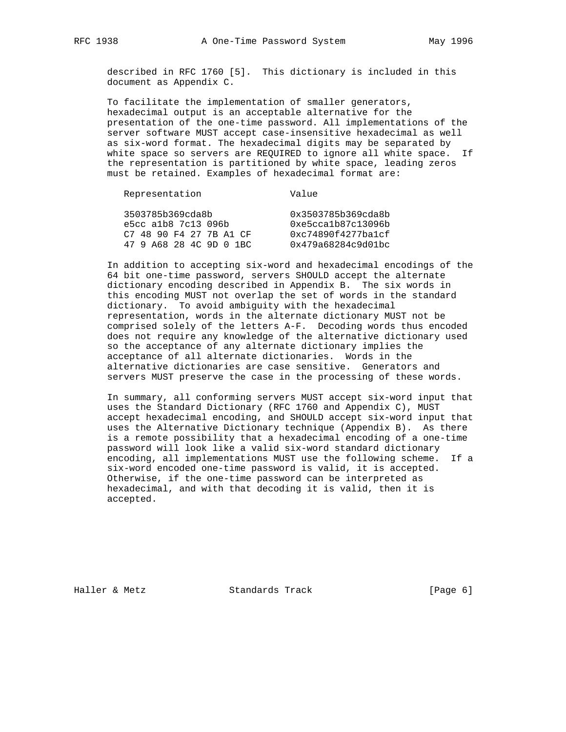described in RFC 1760 [5]. This dictionary is included in this document as Appendix C.

To facilitate the implementation of smaller generators, hexadecimal output is an acceptable alternative for the presentation of the one-time password. All implementations of the server software MUST accept case-insensitive hexadecimal as well as six-word format. The hexadecimal digits may be separated by white space so servers are REQUIRED to ignore all white space. If the representation is partitioned by white space, leading zeros must be retained. Examples of hexadecimal format are:

| Representation | Value |
|---|---|
| 3503785b369cda8b | 0x3503785b369cda8b |
| e5cc a1b8 7c13 096b | 0xe5cca1b87c13096b |
| C7 48 90 F4 27 7B A1 CF | 0xc74890f4277ba1cf |
| 47 9 A68 28 4C 9D 0 1BC | 0x479a68284c9d01bc |

In addition to accepting six-word and hexadecimal encodings of the 64 bit one-time password, servers SHOULD accept the alternate dictionary encoding described in Appendix B. The six words in this encoding MUST not overlap the set of words in the standard dictionary. To avoid ambiguity with the hexadecimal representation, words in the alternate dictionary MUST not be comprised solely of the letters A-F. Decoding words thus encoded does not require any knowledge of the alternative dictionary used so the acceptance of any alternate dictionary implies the acceptance of all alternate dictionaries. Words in the alternative dictionaries are case sensitive. Generators and servers MUST preserve the case in the processing of these words.

In summary, all conforming servers MUST accept six-word input that uses the Standard Dictionary (RFC 1760 and Appendix C), MUST accept hexadecimal encoding, and SHOULD accept six-word input that uses the Alternative Dictionary technique (Appendix B). As there is a remote possibility that a hexadecimal encoding of a one-time password will look like a valid six-word standard dictionary encoding, all implementations MUST use the following scheme. If a six-word encoded one-time password is valid, it is accepted. Otherwise, if the one-time password can be interpreted as hexadecimal, and with that decoding it is valid, then it is accepted.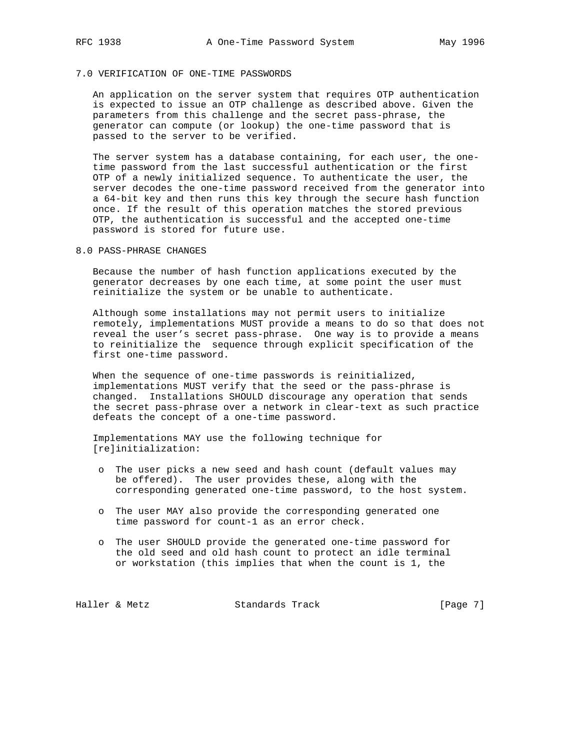## 7.0 VERIFICATION OF ONE-TIME PASSWORDS

An application on the server system that requires OTP authentication is expected to issue an OTP challenge as described above. Given the parameters from this challenge and the secret pass-phrase, the generator can compute (or lookup) the one-time password that is passed to the server to be verified.

The server system has a database containing, for each user, the one-time password from the last successful authentication or the first OTP of a newly initialized sequence. To authenticate the user, the server decodes the one-time password received from the generator into a 64-bit key and then runs this key through the secure hash function once. If the result of this operation matches the stored previous OTP, the authentication is successful and the accepted one-time password is stored for future use.

## 8.0 PASS-PHRASE CHANGES

Because the number of hash function applications executed by the generator decreases by one each time, at some point the user must reinitialize the system or be unable to authenticate.

Although some installations may not permit users to initialize remotely, implementations MUST provide a means to do so that does not reveal the user's secret pass-phrase. One way is to provide a means to reinitialize the sequence through explicit specification of the first one-time password.

When the sequence of one-time passwords is reinitialized, implementations MUST verify that the seed or the pass-phrase is changed. Installations SHOULD discourage any operation that sends the secret pass-phrase over a network in clear-text as such practice defeats the concept of a one-time password.

Implementations MAY use the following technique for [re]initialization:

- The user picks a new seed and hash count (default values may be offered). The user provides these, along with the corresponding generated one-time password, to the host system.
- The user MAY also provide the corresponding generated one time password for count-1 as an error check.
- The user SHOULD provide the generated one-time password for the old seed and old hash count to protect an idle terminal or workstation (this implies that when the count is 1, the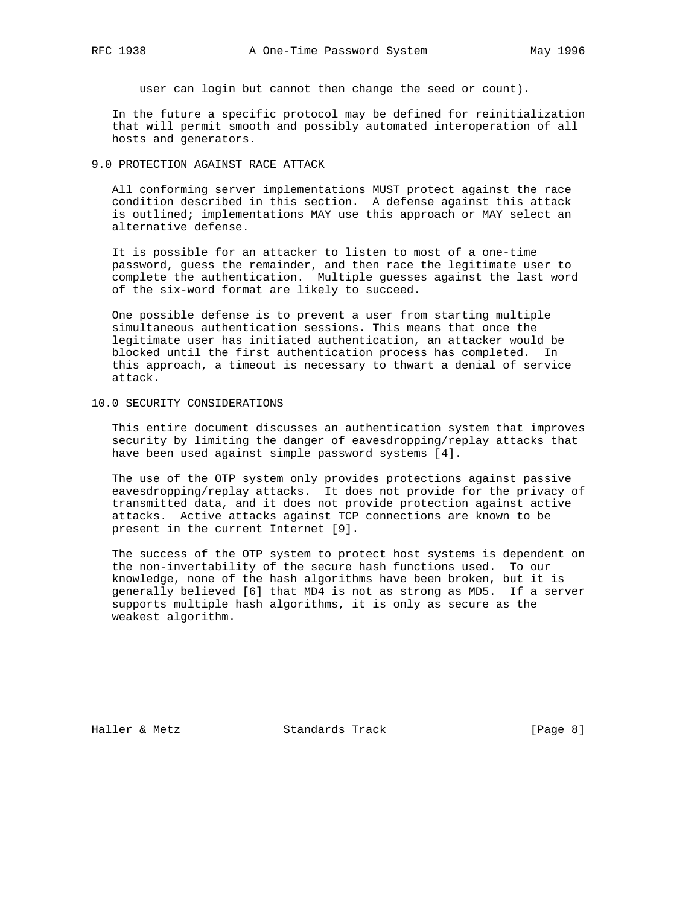user can login but cannot then change the seed or count).

In the future a specific protocol may be defined for reinitialization that will permit smooth and possibly automated interoperation of all hosts and generators.

## 9.0 PROTECTION AGAINST RACE ATTACK

All conforming server implementations MUST protect against the race condition described in this section. A defense against this attack is outlined; implementations MAY use this approach or MAY select an alternative defense.

It is possible for an attacker to listen to most of a one-time password, guess the remainder, and then race the legitimate user to complete the authentication. Multiple guesses against the last word of the six-word format are likely to succeed.

One possible defense is to prevent a user from starting multiple simultaneous authentication sessions. This means that once the legitimate user has initiated authentication, an attacker would be blocked until the first authentication process has completed. In this approach, a timeout is necessary to thwart a denial of service attack.

## 10.0 SECURITY CONSIDERATIONS

This entire document discusses an authentication system that improves security by limiting the danger of eavesdropping/replay attacks that have been used against simple password systems [4].

The use of the OTP system only provides protections against passive eavesdropping/replay attacks. It does not provide for the privacy of transmitted data, and it does not provide protection against active attacks. Active attacks against TCP connections are known to be present in the current Internet [9].

The success of the OTP system to protect host systems is dependent on the non-invertability of the secure hash functions used. To our knowledge, none of the hash algorithms have been broken, but it is generally believed [6] that MD4 is not as strong as MD5. If a server supports multiple hash algorithms, it is only as secure as the weakest algorithm.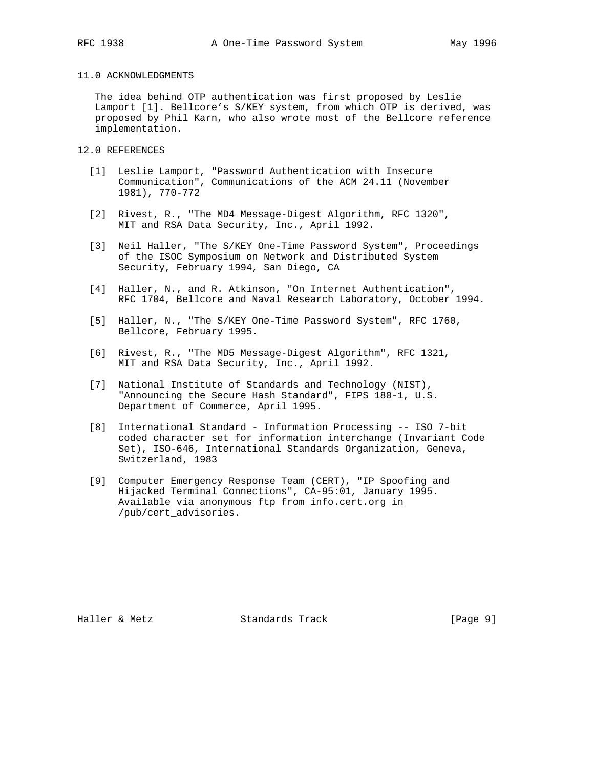## 11.0 ACKNOWLEDGMENTS

The idea behind OTP authentication was first proposed by Leslie Lamport [1]. Bellcore's S/KEY system, from which OTP is derived, was proposed by Phil Karn, who also wrote most of the Bellcore reference implementation.

## 12.0 REFERENCES

[1] Leslie Lamport, "Password Authentication with Insecure Communication", Communications of the ACM 24.11 (November 1981), 770-772

[2] Rivest, R., "The MD4 Message-Digest Algorithm, RFC 1320", MIT and RSA Data Security, Inc., April 1992.

[3] Neil Haller, "The S/KEY One-Time Password System", Proceedings of the ISOC Symposium on Network and Distributed System Security, February 1994, San Diego, CA

[4] Haller, N., and R. Atkinson, "On Internet Authentication", RFC 1704, Bellcore and Naval Research Laboratory, October 1994.

[5] Haller, N., "The S/KEY One-Time Password System", RFC 1760, Bellcore, February 1995.

[6] Rivest, R., "The MD5 Message-Digest Algorithm", RFC 1321, MIT and RSA Data Security, Inc., April 1992.

[7] National Institute of Standards and Technology (NIST), "Announcing the Secure Hash Standard", FIPS 180-1, U.S. Department of Commerce, April 1995.

[8] International Standard - Information Processing -- ISO 7-bit coded character set for information interchange (Invariant Code Set), ISO-646, International Standards Organization, Geneva, Switzerland, 1983

[9] Computer Emergency Response Team (CERT), "IP Spoofing and Hijacked Terminal Connections", CA-95:01, January 1995. Available via anonymous ftp from info.cert.org in /pub/cert_advisories.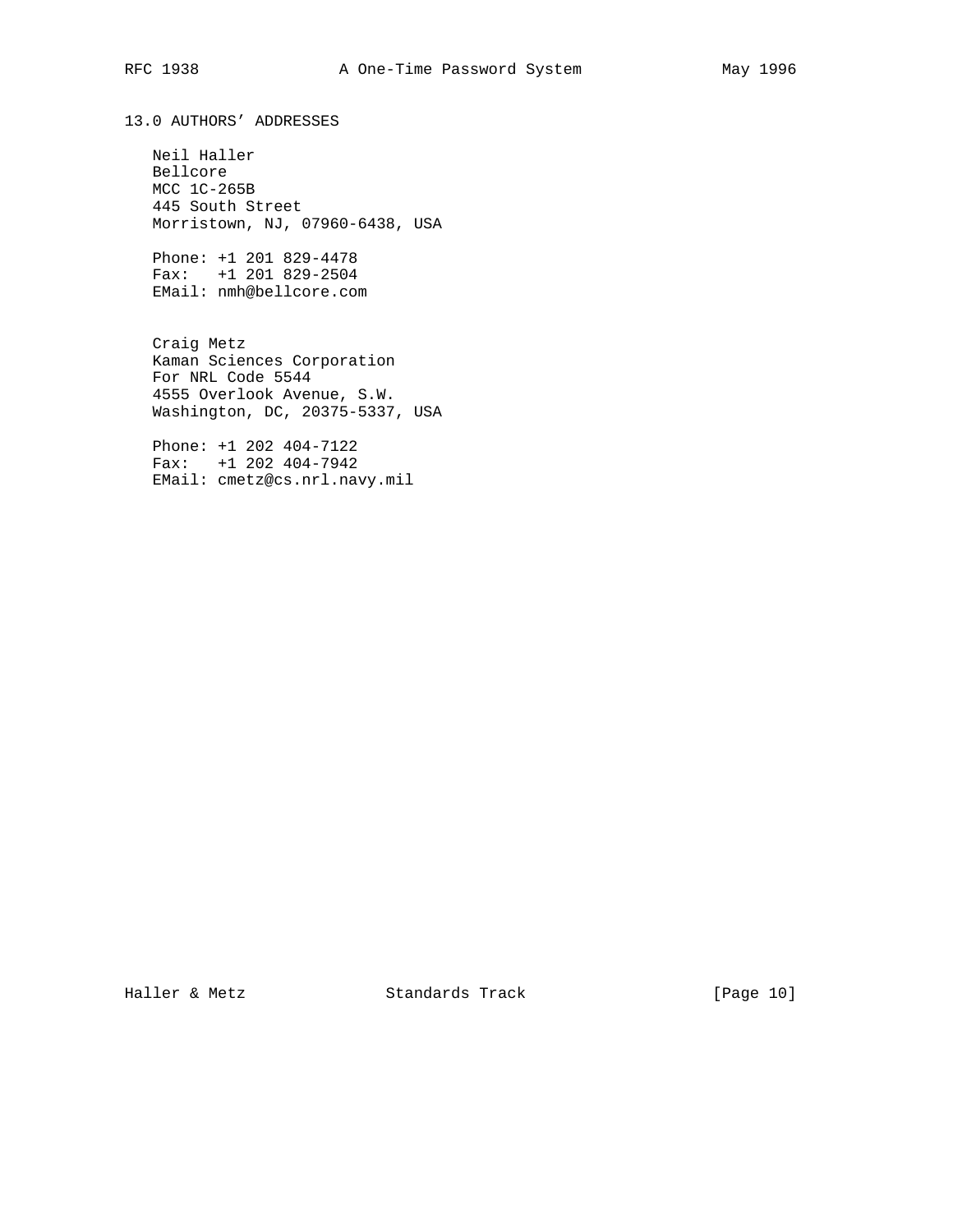## 13.0 AUTHORS' ADDRESSES

Neil Haller
Bellcore
MCC 1C-265B
445 South Street
Morristown, NJ, 07960-6438, USA

Phone: +1 201 829-4478
Fax: +1 201 829-2504
EMail: nmh@bellcore.com

Craig Metz
Kaman Sciences Corporation
For NRL Code 5544
4555 Overlook Avenue, S.W.
Washington, DC, 20375-5337, USA

Phone: +1 202 404-7122
Fax: +1 202 404-7942
EMail: cmetz@cs.nrl.navy.mil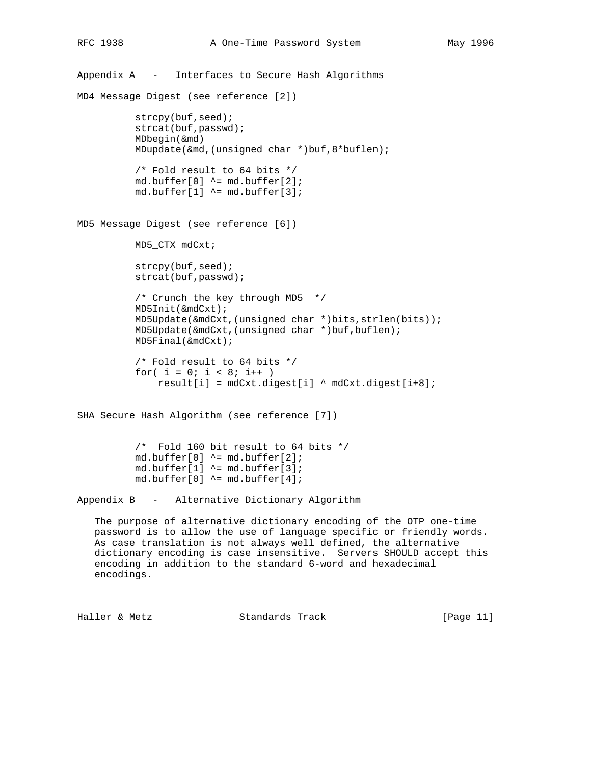## Appendix A - Interfaces to Secure Hash Algorithms

MD4 Message Digest (see reference [2])

```
strcpy(buf,seed);
strcat(buf,passwd);
MDbegin(&md)
MDupdate(&md,(unsigned char *)buf,8*buflen);

/* Fold result to 64 bits */
md.buffer[0] ^= md.buffer[2];
md.buffer[1] ^= md.buffer[3];
```

MD5 Message Digest (see reference [6])

```
MD5_CTX mdCxt;

strcpy(buf,seed);
strcat(buf,passwd);

/* Crunch the key through MD5  */
MD5Init(&mdCxt);
MD5Update(&mdCxt,(unsigned char *)bits,strlen(bits));
MD5Update(&mdCxt,(unsigned char *)buf,buflen);
MD5Final(&mdCxt);

/* Fold result to 64 bits */
for( i = 0; i < 8; i++ )
    result[i] = mdCxt.digest[i] ^ mdCxt.digest[i+8];
```

SHA Secure Hash Algorithm (see reference [7])

```
/*  Fold 160 bit result to 64 bits */
md.buffer[0] ^= md.buffer[2];
md.buffer[1] ^= md.buffer[3];
md.buffer[0] ^= md.buffer[4];
```

## Appendix B - Alternative Dictionary Algorithm

The purpose of alternative dictionary encoding of the OTP one-time password is to allow the use of language specific or friendly words. As case translation is not always well defined, the alternative dictionary encoding is case insensitive. Servers SHOULD accept this encoding in addition to the standard 6-word and hexadecimal encodings.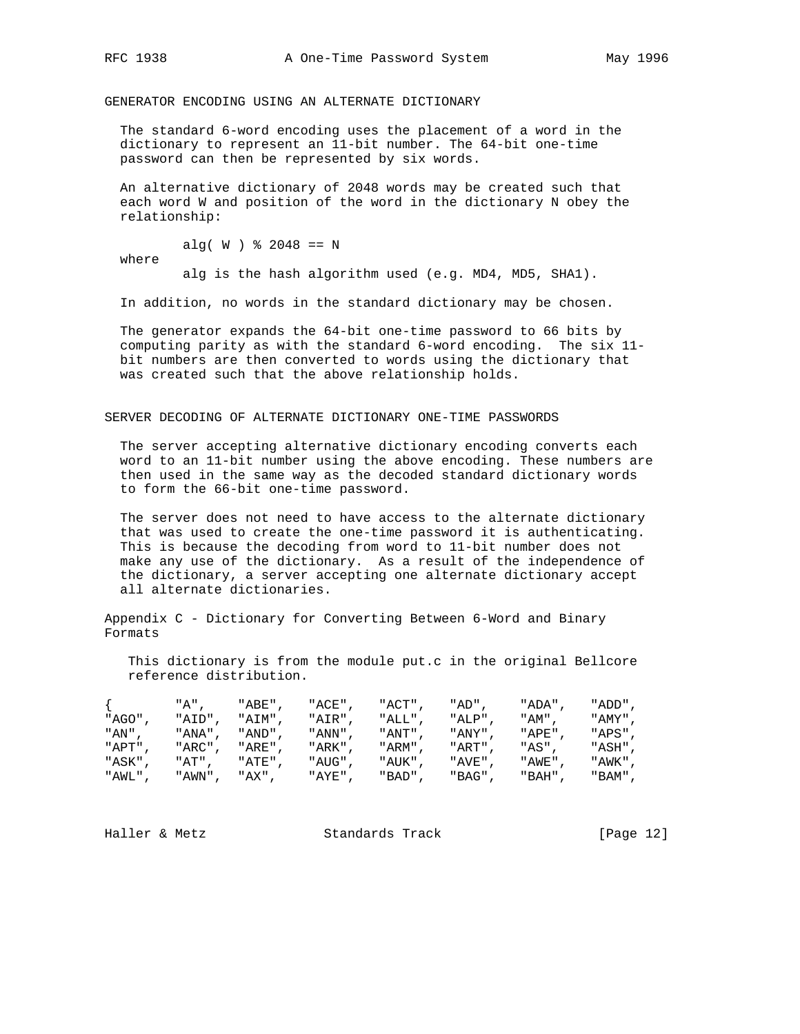## GENERATOR ENCODING USING AN ALTERNATE DICTIONARY

The standard 6-word encoding uses the placement of a word in the dictionary to represent an 11-bit number. The 64-bit one-time password can then be represented by six words.

An alternative dictionary of 2048 words may be created such that each word W and position of the word in the dictionary N obey the relationship:

```
        alg( W ) % 2048 == N
where
        alg is the hash algorithm used (e.g. MD4, MD5, SHA1).
```

In addition, no words in the standard dictionary may be chosen.

The generator expands the 64-bit one-time password to 66 bits by computing parity as with the standard 6-word encoding. The six 11-bit numbers are then converted to words using the dictionary that was created such that the above relationship holds.

## SERVER DECODING OF ALTERNATE DICTIONARY ONE-TIME PASSWORDS

The server accepting alternative dictionary encoding converts each word to an 11-bit number using the above encoding. These numbers are then used in the same way as the decoded standard dictionary words to form the 66-bit one-time password.

The server does not need to have access to the alternate dictionary that was used to create the one-time password it is authenticating. This is because the decoding from word to 11-bit number does not make any use of the dictionary. As a result of the independence of the dictionary, a server accepting one alternate dictionary accept all alternate dictionaries.

## Appendix C - Dictionary for Converting Between 6-Word and Binary Formats

This dictionary is from the module put.c in the original Bellcore reference distribution.

```
{        "A",    "ABE",  "ACE",  "ACT",  "AD",   "ADA",  "ADD",
"AGO",   "AID",  "AIM",  "AIR",  "ALL",  "ALP",  "AM",   "AMY",
"AN",    "ANA",  "AND",  "ANN",  "ANT",  "ANY",  "APE",  "APS",
"APT",   "ARC",  "ARE",  "ARK",  "ARM",  "ART",  "AS",   "ASH",
"ASK",   "AT",   "ATE",  "AUG",  "AUK",  "AVE",  "AWE",  "AWK",
"AWL",   "AWN",  "AX",   "AYE",  "BAD",  "BAG",  "BAH",  "BAM",
```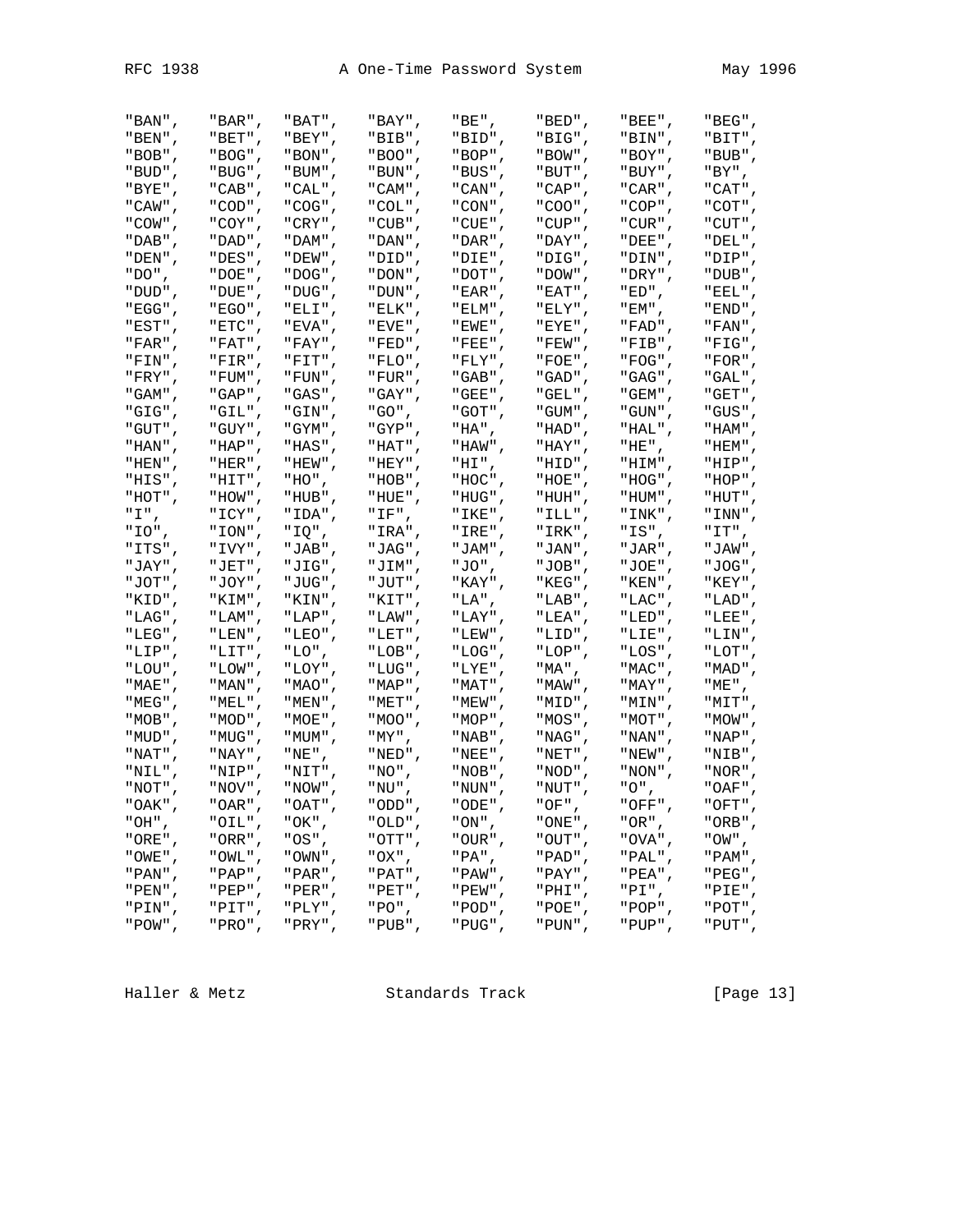```
"BAN",  "BAR",  "BAT",  "BAY",  "BE",   "BED",  "BEE",  "BEG",
"BEN",  "BET",  "BEY",  "BIB",  "BID",  "BIG",  "BIN",  "BIT",
"BOB",  "BOG",  "BON",  "BOO",  "BOP",  "BOW",  "BOY",  "BUB",
"BUD",  "BUG",  "BUM",  "BUN",  "BUS",  "BUT",  "BUY",  "BY",
"BYE",  "CAB",  "CAL",  "CAM",  "CAN",  "CAP",  "CAR",  "CAT",
"CAW",  "COD",  "COG",  "COL",  "CON",  "COO",  "COP",  "COT",
"COW",  "COY",  "CRY",  "CUB",  "CUE",  "CUP",  "CUR",  "CUT",
"DAB",  "DAD",  "DAM",  "DAN",  "DAR",  "DAY",  "DEE",  "DEL",
"DEN",  "DES",  "DEW",  "DID",  "DIE",  "DIG",  "DIN",  "DIP",
"DO",   "DOE",  "DOG",  "DON",  "DOT",  "DOW",  "DRY",  "DUB",
"DUD",  "DUE",  "DUG",  "DUN",  "EAR",  "EAT",  "ED",   "EEL",
"EGG",  "EGO",  "ELI",  "ELK",  "ELM",  "ELY",  "EM",   "END",
"EST",  "ETC",  "EVA",  "EVE",  "EWE",  "EYE",  "FAD",  "FAN",
"FAR",  "FAT",  "FAY",  "FED",  "FEE",  "FEW",  "FIB",  "FIG",
"FIN",  "FIR",  "FIT",  "FLO",  "FLY",  "FOE",  "FOG",  "FOR",
"FRY",  "FUM",  "FUN",  "FUR",  "GAB",  "GAD",  "GAG",  "GAL",
"GAM",  "GAP",  "GAS",  "GAY",  "GEE",  "GEL",  "GEM",  "GET",
"GIG",  "GIL",  "GIN",  "GO",   "GOT",  "GUM",  "GUN",  "GUS",
"GUT",  "GUY",  "GYM",  "GYP",  "HA",   "HAD",  "HAL",  "HAM",
"HAN",  "HAP",  "HAS",  "HAT",  "HAW",  "HAY",  "HE",   "HEM",
"HEN",  "HER",  "HEW",  "HEY",  "HI",   "HID",  "HIM",  "HIP",
"HIS",  "HIT",  "HO",   "HOB",  "HOC",  "HOE",  "HOG",  "HOP",
"HOT",  "HOW",  "HUB",  "HUE",  "HUG",  "HUH",  "HUM",  "HUT",
"I",    "ICY",  "IDA",  "IF",   "IKE",  "ILL",  "INK",  "INN",
"IO",   "ION",  "IQ",   "IRA",  "IRE",  "IRK",  "IS",   "IT",
"ITS",  "IVY",  "JAB",  "JAG",  "JAM",  "JAN",  "JAR",  "JAW",
"JAY",  "JET",  "JIG",  "JIM",  "JO",   "JOB",  "JOE",  "JOG",
"JOT",  "JOY",  "JUG",  "JUT",  "KAY",  "KEG",  "KEN",  "KEY",
"KID",  "KIM",  "KIN",  "KIT",  "LA",   "LAB",  "LAC",  "LAD",
"LAG",  "LAM",  "LAP",  "LAW",  "LAY",  "LEA",  "LED",  "LEE",
"LEG",  "LEN",  "LEO",  "LET",  "LEW",  "LID",  "LIE",  "LIN",
"LIP",  "LIT",  "LO",   "LOB",  "LOG",  "LOP",  "LOS",  "LOT",
"LOU",  "LOW",  "LOY",  "LUG",  "LYE",  "MA",   "MAC",  "MAD",
"MAE",  "MAN",  "MAO",  "MAP",  "MAT",  "MAW",  "MAY",  "ME",
"MEG",  "MEL",  "MEN",  "MET",  "MEW",  "MID",  "MIN",  "MIT",
"MOB",  "MOD",  "MOE",  "MOO",  "MOP",  "MOS",  "MOT",  "MOW",
"MUD",  "MUG",  "MUM",  "MY",   "NAB",  "NAG",  "NAN",  "NAP",
"NAT",  "NAY",  "NE",   "NED",  "NEE",  "NET",  "NEW",  "NIB",
"NIL",  "NIP",  "NIT",  "NO",   "NOB",  "NOD",  "NON",  "NOR",
"NOT",  "NOV",  "NOW",  "NU",   "NUN",  "NUT",  "O",    "OAF",
"OAK",  "OAR",  "OAT",  "ODD",  "ODE",  "OF",   "OFF",  "OFT",
"OH",   "OIL",  "OK",   "OLD",  "ON",   "ONE",  "OR",   "ORB",
"ORE",  "ORR",  "OS",   "OTT",  "OUR",  "OUT",  "OVA",  "OW",
"OWE",  "OWL",  "OWN",  "OX",   "PA",   "PAD",  "PAL",  "PAM",
"PAN",  "PAP",  "PAR",  "PAT",  "PAW",  "PAY",  "PEA",  "PEG",
"PEN",  "PEP",  "PER",  "PET",  "PEW",  "PHI",  "PI",   "PIE",
"PIN",  "PIT",  "PLY",  "PO",   "POD",  "POE",  "POP",  "POT",
"POW",  "PRO",  "PRY",  "PUB",  "PUG",  "PUN",  "PUP",  "PUT",
```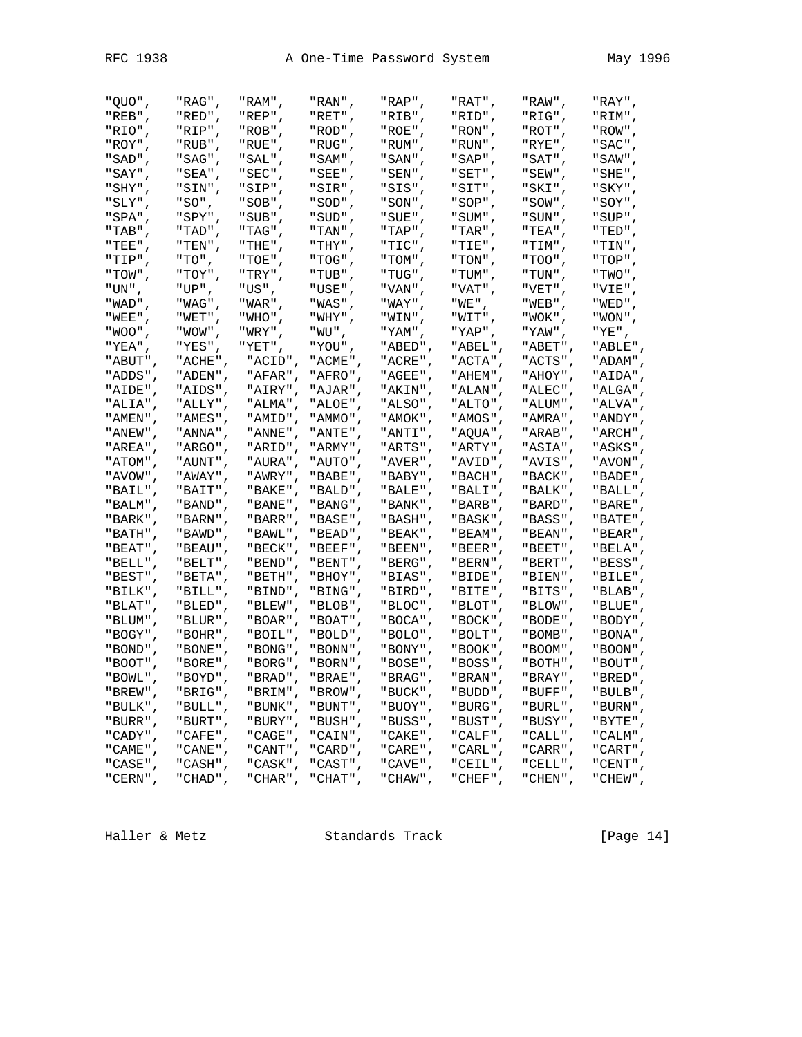```
"QUO",   "RAG",   "RAM",   "RAN",   "RAP",   "RAT",   "RAW",   "RAY",
"REB",   "RED",   "REP",   "RET",   "RIB",   "RID",   "RIG",   "RIM",
"RIO",   "RIP",   "ROB",   "ROD",   "ROE",   "RON",   "ROT",   "ROW",
"ROY",   "RUB",   "RUE",   "RUG",   "RUM",   "RUN",   "RYE",   "SAC",
"SAD",   "SAG",   "SAL",   "SAM",   "SAN",   "SAP",   "SAT",   "SAW",
"SAY",   "SEA",   "SEC",   "SEE",   "SEN",   "SET",   "SEW",   "SHE",
"SHY",   "SIN",   "SIP",   "SIR",   "SIS",   "SIT",   "SKI",   "SKY",
"SLY",   "SO",    "SOB",   "SOD",   "SON",   "SOP",   "SOW",   "SOY",
"SPA",   "SPY",   "SUB",   "SUD",   "SUE",   "SUM",   "SUN",   "SUP",
"TAB",   "TAD",   "TAG",   "TAN",   "TAP",   "TAR",   "TEA",   "TED",
"TEE",   "TEN",   "THE",   "THY",   "TIC",   "TIE",   "TIM",   "TIN",
"TIP",   "TO",    "TOE",   "TOG",   "TOM",   "TON",   "TOO",   "TOP",
"TOW",   "TOY",   "TRY",   "TUB",   "TUG",   "TUM",   "TUN",   "TWO",
"UN",    "UP",    "US",    "USE",   "VAN",   "VAT",   "VET",   "VIE",
"WAD",   "WAG",   "WAR",   "WAS",   "WAY",   "WE",    "WEB",   "WED",
"WEE",   "WET",   "WHO",   "WHY",   "WIN",   "WIT",   "WOK",   "WON",
"WOO",   "WOW",   "WRY",   "WU",    "YAM",   "YAP",   "YAW",   "YE",
"YEA",   "YES",   "YET",   "YOU",   "ABED",  "ABEL",  "ABET",  "ABLE",
"ABUT",  "ACHE",  "ACID",  "ACME",  "ACRE",  "ACTA",  "ACTS",  "ADAM",
"ADDS",  "ADEN",  "AFAR",  "AFRO",  "AGEE",  "AHEM",  "AHOY",  "AIDA",
"AIDE",  "AIDS",  "AIRY",  "AJAR",  "AKIN",  "ALAN",  "ALEC",  "ALGA",
"ALIA",  "ALLY",  "ALMA",  "ALOE",  "ALSO",  "ALTO",  "ALUM",  "ALVA",
"AMEN",  "AMES",  "AMID",  "AMMO",  "AMOK",  "AMOS",  "AMRA",  "ANDY",
"ANEW",  "ANNA",  "ANNE",  "ANTE",  "ANTI",  "AQUA",  "ARAB",  "ARCH",
"AREA",  "ARGO",  "ARID",  "ARMY",  "ARTS",  "ARTY",  "ASIA",  "ASKS",
"ATOM",  "AUNT",  "AURA",  "AUTO",  "AVER",  "AVID",  "AVIS",  "AVON",
"AVOW",  "AWAY",  "AWRY",  "BABE",  "BABY",  "BACH",  "BACK",  "BADE",
"BAIL",  "BAIT",  "BAKE",  "BALD",  "BALE",  "BALI",  "BALK",  "BALL",
"BALM",  "BAND",  "BANE",  "BANG",  "BANK",  "BARB",  "BARD",  "BARE",
"BARK",  "BARN",  "BARR",  "BASE",  "BASH",  "BASK",  "BASS",  "BATE",
"BATH",  "BAWD",  "BAWL",  "BEAD",  "BEAK",  "BEAM",  "BEAN",  "BEAR",
"BEAT",  "BEAU",  "BECK",  "BEEF",  "BEEN",  "BEER",  "BEET",  "BELA",
"BELL",  "BELT",  "BEND",  "BENT",  "BERG",  "BERN",  "BERT",  "BESS",
"BEST",  "BETA",  "BETH",  "BHOY",  "BIAS",  "BIDE",  "BIEN",  "BILE",
"BILK",  "BILL",  "BIND",  "BING",  "BIRD",  "BITE",  "BITS",  "BLAB",
"BLAT",  "BLED",  "BLEW",  "BLOB",  "BLOC",  "BLOT",  "BLOW",  "BLUE",
"BLUM",  "BLUR",  "BOAR",  "BOAT",  "BOCA",  "BOCK",  "BODE",  "BODY",
"BOGY",  "BOHR",  "BOIL",  "BOLD",  "BOLO",  "BOLT",  "BOMB",  "BONA",
"BOND",  "BONE",  "BONG",  "BONN",  "BONY",  "BOOK",  "BOOM",  "BOON",
"BOOT",  "BORE",  "BORG",  "BORN",  "BOSE",  "BOSS",  "BOTH",  "BOUT",
"BOWL",  "BOYD",  "BRAD",  "BRAE",  "BRAG",  "BRAN",  "BRAY",  "BRED",
"BREW",  "BRIG",  "BRIM",  "BROW",  "BUCK",  "BUDD",  "BUFF",  "BULB",
"BULK",  "BULL",  "BUNK",  "BUNT",  "BUOY",  "BURG",  "BURL",  "BURN",
"BURR",  "BURT",  "BURY",  "BUSH",  "BUSS",  "BUST",  "BUSY",  "BYTE",
"CADY",  "CAFE",  "CAGE",  "CAIN",  "CAKE",  "CALF",  "CALL",  "CALM",
"CAME",  "CANE",  "CANT",  "CARD",  "CARE",  "CARL",  "CARR",  "CART",
"CASE",  "CASH",  "CASK",  "CAST",  "CAVE",  "CEIL",  "CELL",  "CENT",
"CERN",  "CHAD",  "CHAR",  "CHAT",  "CHAW",  "CHEF",  "CHEN",  "CHEW",
```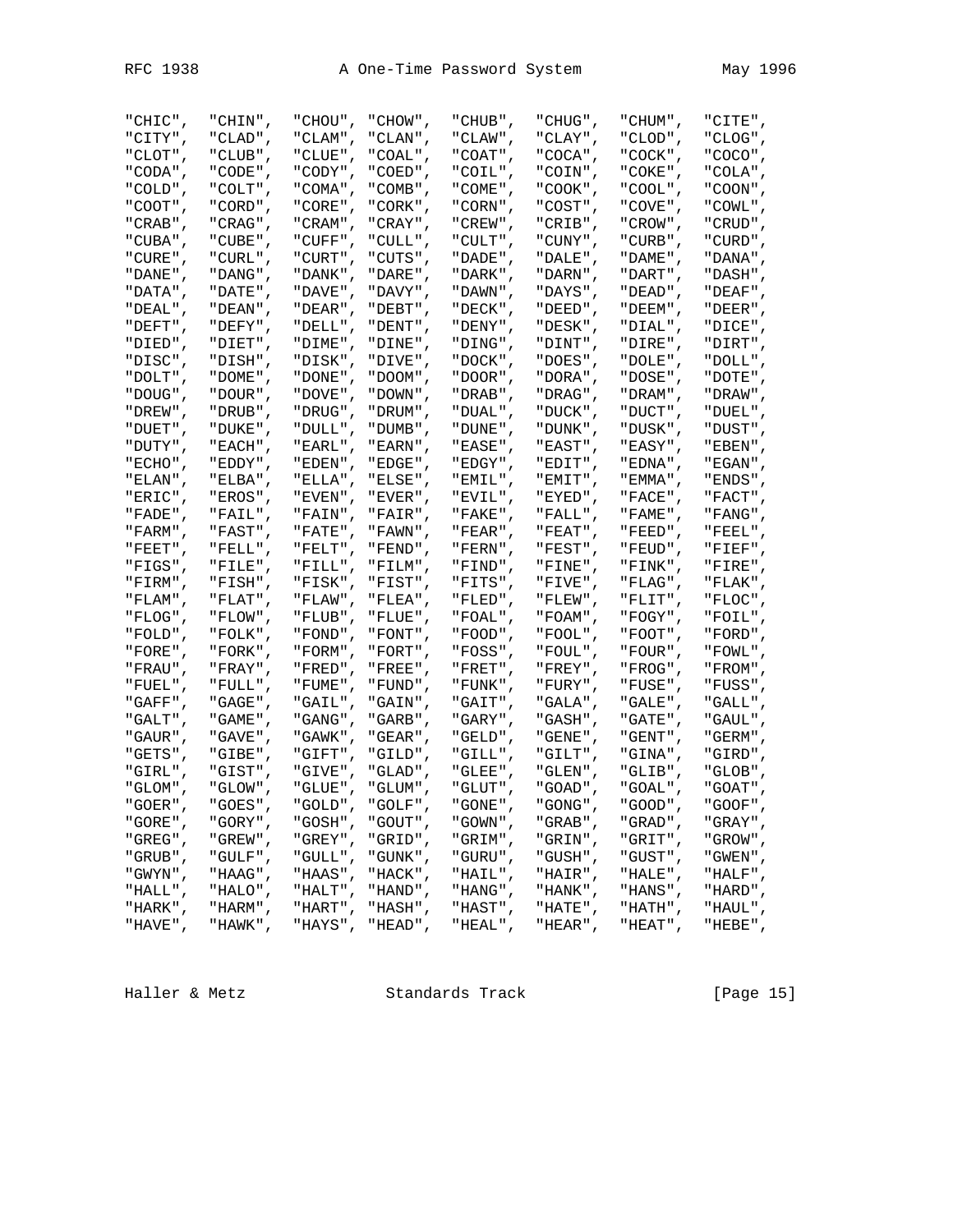```
"CHIC",  "CHIN",  "CHOU", "CHOW",  "CHUB",  "CHUG",  "CHUM",  "CITE",
"CITY",  "CLAD",  "CLAM", "CLAN",  "CLAW",  "CLAY",  "CLOD",  "CLOG",
"CLOT",  "CLUB",  "CLUE", "COAL",  "COAT",  "COCA",  "COCK",  "COCO",
"CODA",  "CODE",  "CODY", "COED",  "COIL",  "COIN",  "COKE",  "COLA",
"COLD",  "COLT",  "COMA", "COMB",  "COME",  "COOK",  "COOL",  "COON",
"COOT",  "CORD",  "CORE", "CORK",  "CORN",  "COST",  "COVE",  "COWL",
"CRAB",  "CRAG",  "CRAM", "CRAY",  "CREW",  "CRIB",  "CROW",  "CRUD",
"CUBA",  "CUBE",  "CUFF", "CULL",  "CULT",  "CUNY",  "CURB",  "CURD",
"CURE",  "CURL",  "CURT", "CUTS",  "DADE",  "DALE",  "DAME",  "DANA",
"DANE",  "DANG",  "DANK", "DARE",  "DARK",  "DARN",  "DART",  "DASH",
"DATA",  "DATE",  "DAVE", "DAVY",  "DAWN",  "DAYS",  "DEAD",  "DEAF",
"DEAL",  "DEAN",  "DEAR", "DEBT",  "DECK",  "DEED",  "DEEM",  "DEER",
"DEFT",  "DEFY",  "DELL", "DENT",  "DENY",  "DESK",  "DIAL",  "DICE",
"DIED",  "DIET",  "DIME", "DINE",  "DING",  "DINT",  "DIRE",  "DIRT",
"DISC",  "DISH",  "DISK", "DIVE",  "DOCK",  "DOES",  "DOLE",  "DOLL",
"DOLT",  "DOME",  "DONE", "DOOM",  "DOOR",  "DORA",  "DOSE",  "DOTE",
"DOUG",  "DOUR",  "DOVE", "DOWN",  "DRAB",  "DRAG",  "DRAM",  "DRAW",
"DREW",  "DRUB",  "DRUG", "DRUM",  "DUAL",  "DUCK",  "DUCT",  "DUEL",
"DUET",  "DUKE",  "DULL", "DUMB",  "DUNE",  "DUNK",  "DUSK",  "DUST",
"DUTY",  "EACH",  "EARL", "EARN",  "EASE",  "EAST",  "EASY",  "EBEN",
"ECHO",  "EDDY",  "EDEN", "EDGE",  "EDGY",  "EDIT",  "EDNA",  "EGAN",
"ELAN",  "ELBA",  "ELLA", "ELSE",  "EMIL",  "EMIT",  "EMMA",  "ENDS",
"ERIC",  "EROS",  "EVEN", "EVER",  "EVIL",  "EYED",  "FACE",  "FACT",
"FADE",  "FAIL",  "FAIN", "FAIR",  "FAKE",  "FALL",  "FAME",  "FANG",
"FARM",  "FAST",  "FATE", "FAWN",  "FEAR",  "FEAT",  "FEED",  "FEEL",
"FEET",  "FELL",  "FELT", "FEND",  "FERN",  "FEST",  "FEUD",  "FIEF",
"FIGS",  "FILE",  "FILL", "FILM",  "FIND",  "FINE",  "FINK",  "FIRE",
"FIRM",  "FISH",  "FISK", "FIST",  "FITS",  "FIVE",  "FLAG",  "FLAK",
"FLAM",  "FLAT",  "FLAW", "FLEA",  "FLED",  "FLEW",  "FLIT",  "FLOC",
"FLOG",  "FLOW",  "FLUB", "FLUE",  "FOAL",  "FOAM",  "FOGY",  "FOIL",
"FOLD",  "FOLK",  "FOND", "FONT",  "FOOD",  "FOOL",  "FOOT",  "FORD",
"FORE",  "FORK",  "FORM", "FORT",  "FOSS",  "FOUL",  "FOUR",  "FOWL",
"FRAU",  "FRAY",  "FRED", "FREE",  "FRET",  "FREY",  "FROG",  "FROM",
"FUEL",  "FULL",  "FUME", "FUND",  "FUNK",  "FURY",  "FUSE",  "FUSS",
"GAFF",  "GAGE",  "GAIL", "GAIN",  "GAIT",  "GALA",  "GALE",  "GALL",
"GALT",  "GAME",  "GANG", "GARB",  "GARY",  "GASH",  "GATE",  "GAUL",
"GAUR",  "GAVE",  "GAWK", "GEAR",  "GELD",  "GENE",  "GENT",  "GERM",
"GETS",  "GIBE",  "GIFT", "GILD",  "GILL",  "GILT",  "GINA",  "GIRD",
"GIRL",  "GIST",  "GIVE", "GLAD",  "GLEE",  "GLEN",  "GLIB",  "GLOB",
"GLOM",  "GLOW",  "GLUE", "GLUM",  "GLUT",  "GOAD",  "GOAL",  "GOAT",
"GOER",  "GOES",  "GOLD", "GOLF",  "GONE",  "GONG",  "GOOD",  "GOOF",
"GORE",  "GORY",  "GOSH", "GOUT",  "GOWN",  "GRAB",  "GRAD",  "GRAY",
"GREG",  "GREW",  "GREY", "GRID",  "GRIM",  "GRIN",  "GRIT",  "GROW",
"GRUB",  "GULF",  "GULL", "GUNK",  "GURU",  "GUSH",  "GUST",  "GWEN",
"GWYN",  "HAAG",  "HAAS", "HACK",  "HAIL",  "HAIR",  "HALE",  "HALF",
"HALL",  "HALO",  "HALT", "HAND",  "HANG",  "HANK",  "HANS",  "HARD",
"HARK",  "HARM",  "HART", "HASH",  "HAST",  "HATE",  "HATH",  "HAUL",
"HAVE",  "HAWK",  "HAYS", "HEAD",  "HEAL",  "HEAR",  "HEAT",  "HEBE",
```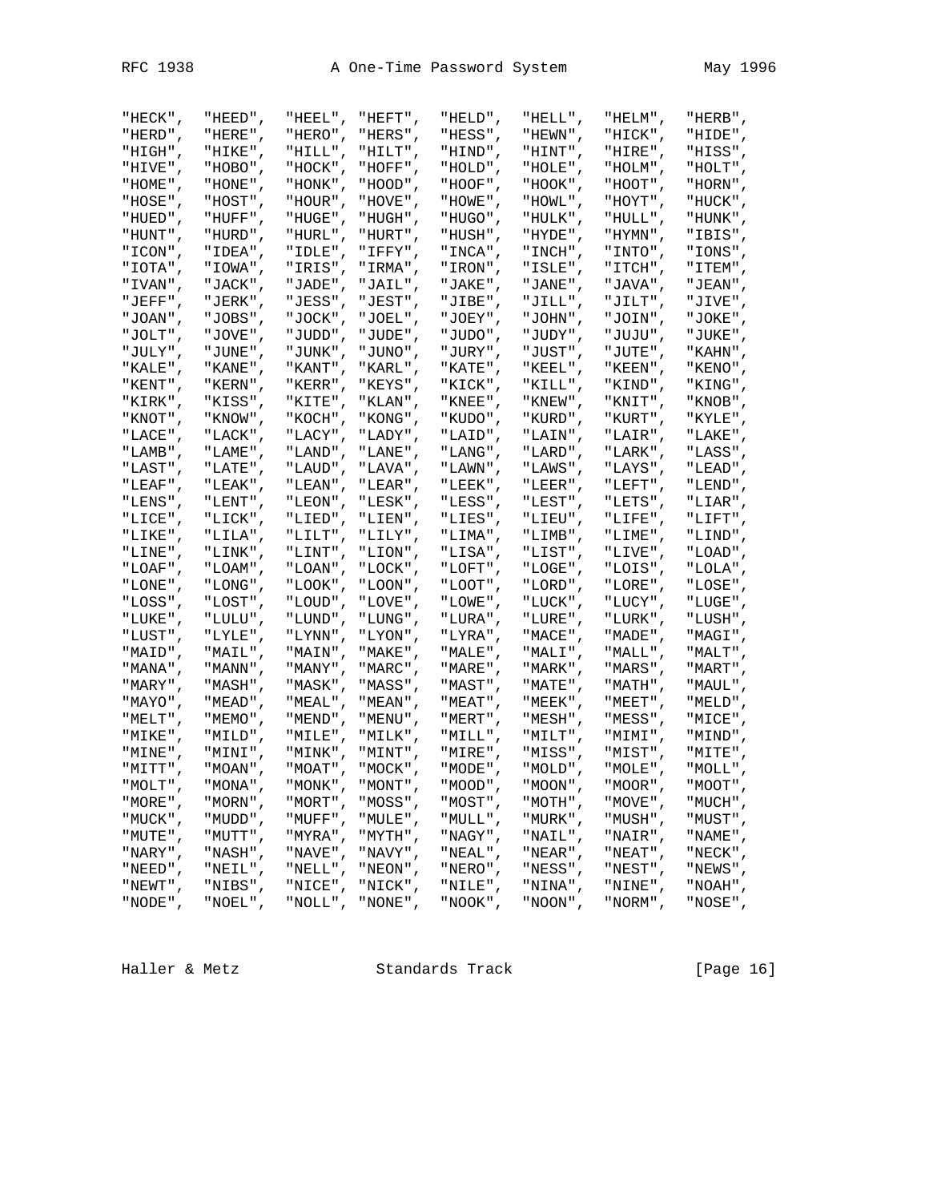```
"HECK",  "HEED",  "HEEL", "HEFT",  "HELD",  "HELL",  "HELM",  "HERB",
"HERD",  "HERE",  "HERO", "HERS",  "HESS",  "HEWN",  "HICK",  "HIDE",
"HIGH",  "HIKE",  "HILL", "HILT",  "HIND",  "HINT",  "HIRE",  "HISS",
"HIVE",  "HOBO",  "HOCK", "HOFF",  "HOLD",  "HOLE",  "HOLM",  "HOLT",
"HOME",  "HONE",  "HONK", "HOOD",  "HOOF",  "HOOK",  "HOOT",  "HORN",
"HOSE",  "HOST",  "HOUR", "HOVE",  "HOWE",  "HOWL",  "HOYT",  "HUCK",
"HUED",  "HUFF",  "HUGE", "HUGH",  "HUGO",  "HULK",  "HULL",  "HUNK",
"HUNT",  "HURD",  "HURL", "HURT",  "HUSH",  "HYDE",  "HYMN",  "IBIS",
"ICON",  "IDEA",  "IDLE", "IFFY",  "INCA",  "INCH",  "INTO",  "IONS",
"IOTA",  "IOWA",  "IRIS", "IRMA",  "IRON",  "ISLE",  "ITCH",  "ITEM",
"IVAN",  "JACK",  "JADE", "JAIL",  "JAKE",  "JANE",  "JAVA",  "JEAN",
"JEFF",  "JERK",  "JESS", "JEST",  "JIBE",  "JILL",  "JILT",  "JIVE",
"JOAN",  "JOBS",  "JOCK", "JOEL",  "JOEY",  "JOHN",  "JOIN",  "JOKE",
"JOLT",  "JOVE",  "JUDD", "JUDE",  "JUDO",  "JUDY",  "JUJU",  "JUKE",
"JULY",  "JUNE",  "JUNK", "JUNO",  "JURY",  "JUST",  "JUTE",  "KAHN",
"KALE",  "KANE",  "KANT", "KARL",  "KATE",  "KEEL",  "KEEN",  "KENO",
"KENT",  "KERN",  "KERR", "KEYS",  "KICK",  "KILL",  "KIND",  "KING",
"KIRK",  "KISS",  "KITE", "KLAN",  "KNEE",  "KNEW",  "KNIT",  "KNOB",
"KNOT",  "KNOW",  "KOCH", "KONG",  "KUDO",  "KURD",  "KURT",  "KYLE",
"LACE",  "LACK",  "LACY", "LADY",  "LAID",  "LAIN",  "LAIR",  "LAKE",
"LAMB",  "LAME",  "LAND", "LANE",  "LANG",  "LARD",  "LARK",  "LASS",
"LAST",  "LATE",  "LAUD", "LAVA",  "LAWN",  "LAWS",  "LAYS",  "LEAD",
"LEAF",  "LEAK",  "LEAN", "LEAR",  "LEEK",  "LEER",  "LEFT",  "LEND",
"LENS",  "LENT",  "LEON", "LESK",  "LESS",  "LEST",  "LETS",  "LIAR",
"LICE",  "LICK",  "LIED", "LIEN",  "LIES",  "LIEU",  "LIFE",  "LIFT",
"LIKE",  "LILA",  "LILT", "LILY",  "LIMA",  "LIMB",  "LIME",  "LIND",
"LINE",  "LINK",  "LINT", "LION",  "LISA",  "LIST",  "LIVE",  "LOAD",
"LOAF",  "LOAM",  "LOAN", "LOCK",  "LOFT",  "LOGE",  "LOIS",  "LOLA",
"LONE",  "LONG",  "LOOK", "LOON",  "LOOT",  "LORD",  "LORE",  "LOSE",
"LOSS",  "LOST",  "LOUD", "LOVE",  "LOWE",  "LUCK",  "LUCY",  "LUGE",
"LUKE",  "LULU",  "LUND", "LUNG",  "LURA",  "LURE",  "LURK",  "LUSH",
"LUST",  "LYLE",  "LYNN", "LYON",  "LYRA",  "MACE",  "MADE",  "MAGI",
"MAID",  "MAIL",  "MAIN", "MAKE",  "MALE",  "MALI",  "MALL",  "MALT",
"MANA",  "MANN",  "MANY", "MARC",  "MARE",  "MARK",  "MARS",  "MART",
"MARY",  "MASH",  "MASK", "MASS",  "MAST",  "MATE",  "MATH",  "MAUL",
"MAYO",  "MEAD",  "MEAL", "MEAN",  "MEAT",  "MEEK",  "MEET",  "MELD",
"MELT",  "MEMO",  "MEND", "MENU",  "MERT",  "MESH",  "MESS",  "MICE",
"MIKE",  "MILD",  "MILE", "MILK",  "MILL",  "MILT",  "MIMI",  "MIND",
"MINE",  "MINI",  "MINK", "MINT",  "MIRE",  "MISS",  "MIST",  "MITE",
"MITT",  "MOAN",  "MOAT", "MOCK",  "MODE",  "MOLD",  "MOLE",  "MOLL",
"MOLT",  "MONA",  "MONK", "MONT",  "MOOD",  "MOON",  "MOOR",  "MOOT",
"MORE",  "MORN",  "MORT", "MOSS",  "MOST",  "MOTH",  "MOVE",  "MUCH",
"MUCK",  "MUDD",  "MUFF", "MULE",  "MULL",  "MURK",  "MUSH",  "MUST",
"MUTE",  "MUTT",  "MYRA", "MYTH",  "NAGY",  "NAIL",  "NAIR",  "NAME",
"NARY",  "NASH",  "NAVE", "NAVY",  "NEAL",  "NEAR",  "NEAT",  "NECK",
"NEED",  "NEIL",  "NELL", "NEON",  "NERO",  "NESS",  "NEST",  "NEWS",
"NEWT",  "NIBS",  "NICE", "NICK",  "NILE",  "NINA",  "NINE",  "NOAH",
"NODE",  "NOEL",  "NOLL", "NONE",  "NOOK",  "NOON",  "NORM",  "NOSE",
```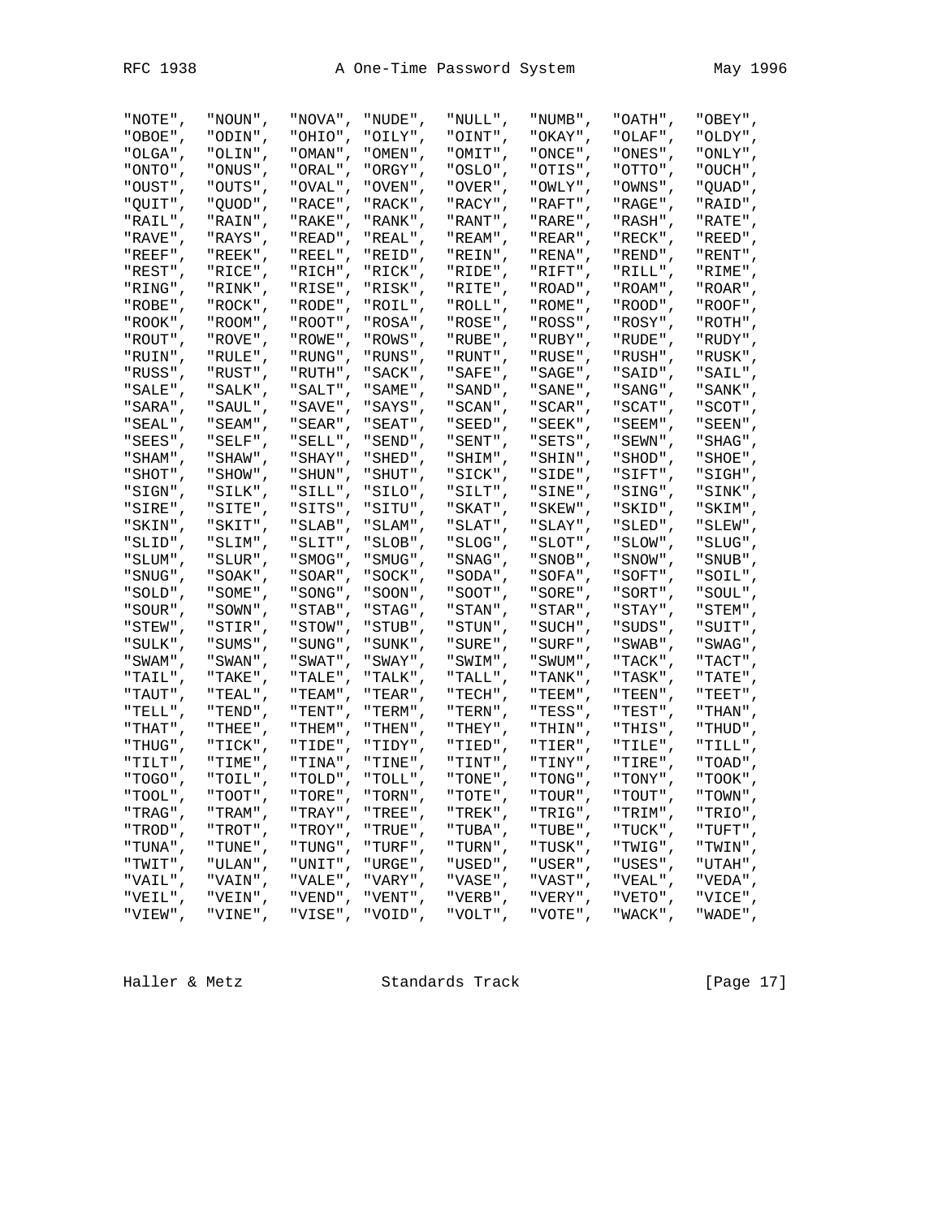```
"NOTE",  "NOUN",  "NOVA", "NUDE",  "NULL",  "NUMB",  "OATH",  "OBEY",
"OBOE",  "ODIN",  "OHIO", "OILY",  "OINT",  "OKAY",  "OLAF",  "OLDY",
"OLGA",  "OLIN",  "OMAN", "OMEN",  "OMIT",  "ONCE",  "ONES",  "ONLY",
"ONTO",  "ONUS",  "ORAL", "ORGY",  "OSLO",  "OTIS",  "OTTO",  "OUCH",
"OUST",  "OUTS",  "OVAL", "OVEN",  "OVER",  "OWLY",  "OWNS",  "QUAD",
"QUIT",  "QUOD",  "RACE", "RACK",  "RACY",  "RAFT",  "RAGE",  "RAID",
"RAIL",  "RAIN",  "RAKE", "RANK",  "RANT",  "RARE",  "RASH",  "RATE",
"RAVE",  "RAYS",  "READ", "REAL",  "REAM",  "REAR",  "RECK",  "REED",
"REEF",  "REEK",  "REEL", "REID",  "REIN",  "RENA",  "REND",  "RENT",
"REST",  "RICE",  "RICH", "RICK",  "RIDE",  "RIFT",  "RILL",  "RIME",
"RING",  "RINK",  "RISE", "RISK",  "RITE",  "ROAD",  "ROAM",  "ROAR",
"ROBE",  "ROCK",  "RODE", "ROIL",  "ROLL",  "ROME",  "ROOD",  "ROOF",
"ROOK",  "ROOM",  "ROOT", "ROSA",  "ROSE",  "ROSS",  "ROSY",  "ROTH",
"ROUT",  "ROVE",  "ROWE", "ROWS",  "RUBE",  "RUBY",  "RUDE",  "RUDY",
"RUIN",  "RULE",  "RUNG", "RUNS",  "RUNT",  "RUSE",  "RUSH",  "RUSK",
"RUSS",  "RUST",  "RUTH", "SACK",  "SAFE",  "SAGE",  "SAID",  "SAIL",
"SALE",  "SALK",  "SALT", "SAME",  "SAND",  "SANE",  "SANG",  "SANK",
"SARA",  "SAUL",  "SAVE", "SAYS",  "SCAN",  "SCAR",  "SCAT",  "SCOT",
"SEAL",  "SEAM",  "SEAR", "SEAT",  "SEED",  "SEEK",  "SEEM",  "SEEN",
"SEES",  "SELF",  "SELL", "SEND",  "SENT",  "SETS",  "SEWN",  "SHAG",
"SHAM",  "SHAW",  "SHAY", "SHED",  "SHIM",  "SHIN",  "SHOD",  "SHOE",
"SHOT",  "SHOW",  "SHUN", "SHUT",  "SICK",  "SIDE",  "SIFT",  "SIGH",
"SIGN",  "SILK",  "SILL", "SILO",  "SILT",  "SINE",  "SING",  "SINK",
"SIRE",  "SITE",  "SITS", "SITU",  "SKAT",  "SKEW",  "SKID",  "SKIM",
"SKIN",  "SKIT",  "SLAB", "SLAM",  "SLAT",  "SLAY",  "SLED",  "SLEW",
"SLID",  "SLIM",  "SLIT", "SLOB",  "SLOG",  "SLOT",  "SLOW",  "SLUG",
"SLUM",  "SLUR",  "SMOG", "SMUG",  "SNAG",  "SNOB",  "SNOW",  "SNUB",
"SNUG",  "SOAK",  "SOAR", "SOCK",  "SODA",  "SOFA",  "SOFT",  "SOIL",
"SOLD",  "SOME",  "SONG", "SOON",  "SOOT",  "SORE",  "SORT",  "SOUL",
"SOUR",  "SOWN",  "STAB", "STAG",  "STAN",  "STAR",  "STAY",  "STEM",
"STEW",  "STIR",  "STOW", "STUB",  "STUN",  "SUCH",  "SUDS",  "SUIT",
"SULK",  "SUMS",  "SUNG", "SUNK",  "SURE",  "SURF",  "SWAB",  "SWAG",
"SWAM",  "SWAN",  "SWAT", "SWAY",  "SWIM",  "SWUM",  "TACK",  "TACT",
"TAIL",  "TAKE",  "TALE", "TALK",  "TALL",  "TANK",  "TASK",  "TATE",
"TAUT",  "TEAL",  "TEAM", "TEAR",  "TECH",  "TEEM",  "TEEN",  "TEET",
"TELL",  "TEND",  "TENT", "TERM",  "TERN",  "TESS",  "TEST",  "THAN",
"THAT",  "THEE",  "THEM", "THEN",  "THEY",  "THIN",  "THIS",  "THUD",
"THUG",  "TICK",  "TIDE", "TIDY",  "TIED",  "TIER",  "TILE",  "TILL",
"TILT",  "TIME",  "TINA", "TINE",  "TINT",  "TINY",  "TIRE",  "TOAD",
"TOGO",  "TOIL",  "TOLD", "TOLL",  "TONE",  "TONG",  "TONY",  "TOOK",
"TOOL",  "TOOT",  "TORE", "TORN",  "TOTE",  "TOUR",  "TOUT",  "TOWN",
"TRAG",  "TRAM",  "TRAY", "TREE",  "TREK",  "TRIG",  "TRIM",  "TRIO",
"TROD",  "TROT",  "TROY", "TRUE",  "TUBA",  "TUBE",  "TUCK",  "TUFT",
"TUNA",  "TUNE",  "TUNG", "TURF",  "TURN",  "TUSK",  "TWIG",  "TWIN",
"TWIT",  "ULAN",  "UNIT", "URGE",  "USED",  "USER",  "USES",  "UTAH",
"VAIL",  "VAIN",  "VALE", "VARY",  "VASE",  "VAST",  "VEAL",  "VEDA",
"VEIL",  "VEIN",  "VEND", "VENT",  "VERB",  "VERY",  "VETO",  "VICE",
"VIEW",  "VINE",  "VISE", "VOID",  "VOLT",  "VOTE",  "WACK",  "WADE",
```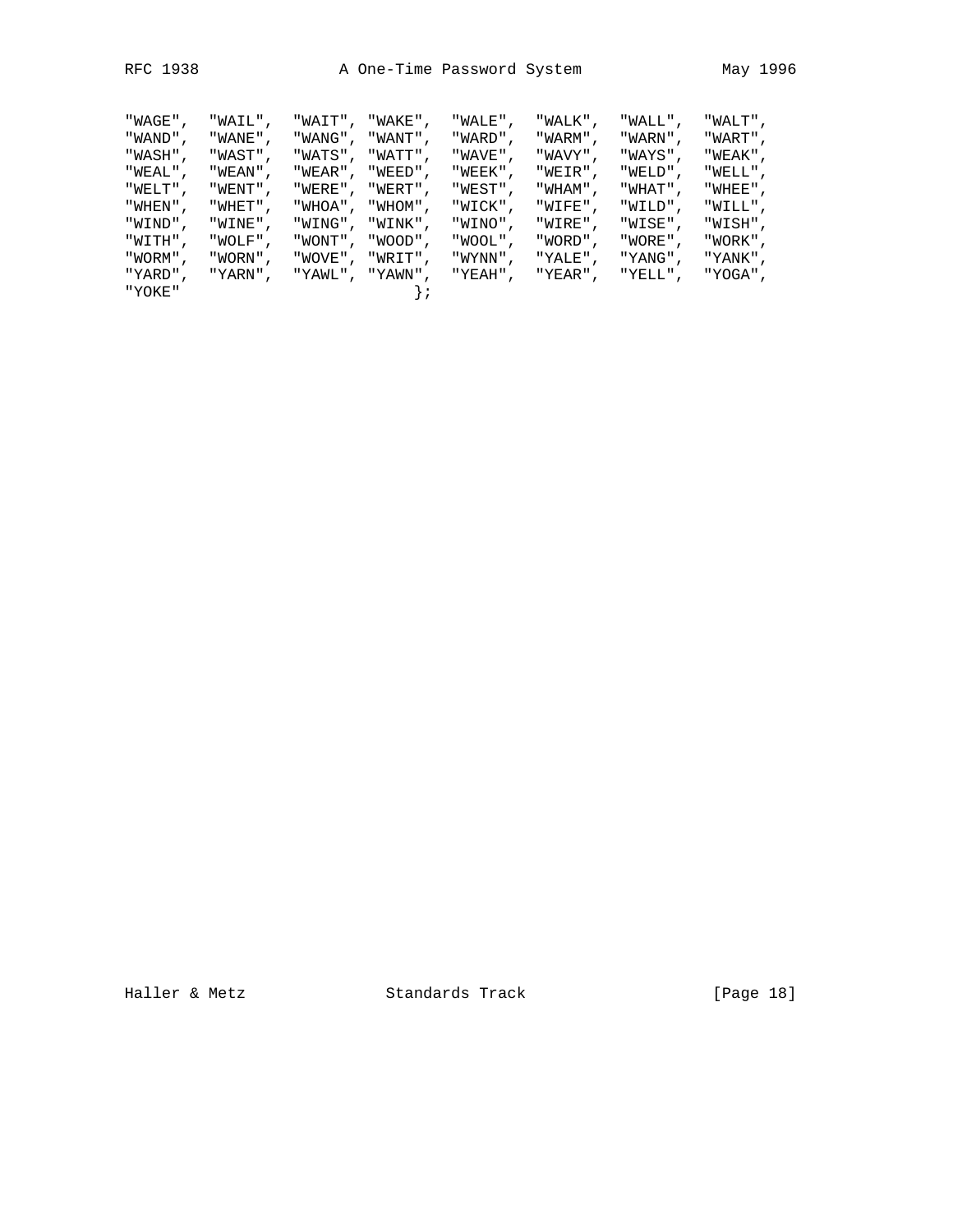```
"WAGE",  "WAIL",  "WAIT", "WAKE",  "WALE",  "WALK",  "WALL",  "WALT",
"WAND",  "WANE",  "WANG", "WANT",  "WARD",  "WARM",  "WARN",  "WART",
"WASH",  "WAST",  "WATS", "WATT",  "WAVE",  "WAVY",  "WAYS",  "WEAK",
"WEAL",  "WEAN",  "WEAR", "WEED",  "WEEK",  "WEIR",  "WELD",  "WELL",
"WELT",  "WENT",  "WERE", "WERT",  "WEST",  "WHAM",  "WHAT",  "WHEE",
"WHEN",  "WHET",  "WHOA", "WHOM",  "WICK",  "WIFE",  "WILD",  "WILL",
"WIND",  "WINE",  "WING", "WINK",  "WINO",  "WIRE",  "WISE",  "WISH",
"WITH",  "WOLF",  "WONT", "WOOD",  "WOOL",  "WORD",  "WORE",  "WORK",
"WORM",  "WORN",  "WOVE", "WRIT",  "WYNN",  "YALE",  "YANG",  "YANK",
"YARD",  "YARN",  "YAWL", "YAWN",  "YEAH",  "YEAR",  "YELL",  "YOGA",
"YOKE"                       };
```